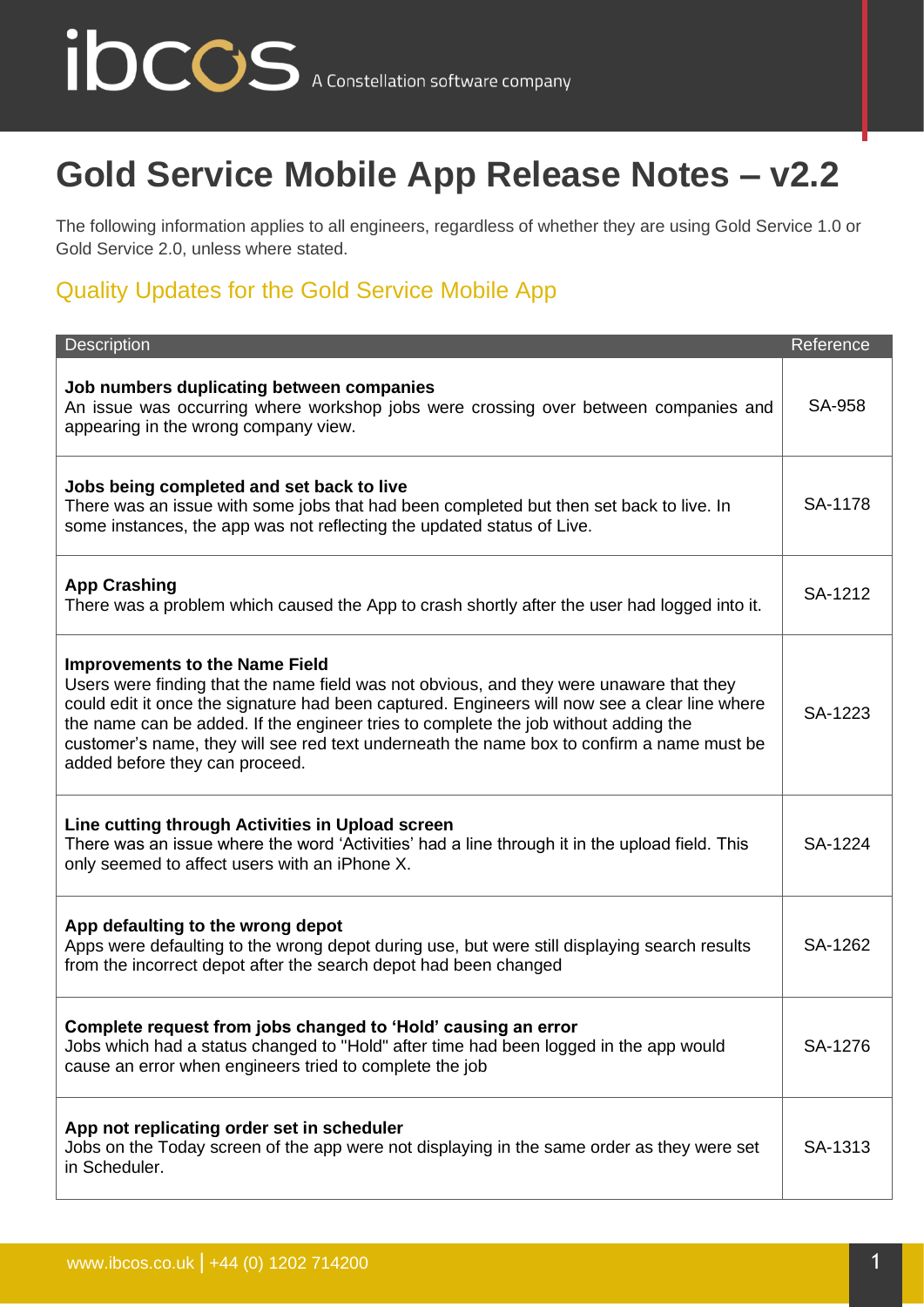# Gold Service Mobile App Release Notes – v2.2

The following information applies to all engineers, regardless of whether they are using Gold Service 1.0 or Gold Service 2.0, unless where stated.

## Quality Updates for the Gold Service Mobile App

| Description | Reference |
|---|---|
| **Job numbers duplicating between companies**<br>An issue was occurring where workshop jobs were crossing over between companies and appearing in the wrong company view. | SA-958 |
| **Jobs being completed and set back to live**<br>There was an issue with some jobs that had been completed but then set back to live. In some instances, the app was not reflecting the updated status of Live. | SA-1178 |
| **App Crashing**<br>There was a problem which caused the App to crash shortly after the user had logged into it. | SA-1212 |
| **Improvements to the Name Field**<br>Users were finding that the name field was not obvious, and they were unaware that they could edit it once the signature had been captured. Engineers will now see a clear line where the name can be added. If the engineer tries to complete the job without adding the customer's name, they will see red text underneath the name box to confirm a name must be added before they can proceed. | SA-1223 |
| **Line cutting through Activities in Upload screen**<br>There was an issue where the word 'Activities' had a line through it in the upload field. This only seemed to affect users with an iPhone X. | SA-1224 |
| **App defaulting to the wrong depot**<br>Apps were defaulting to the wrong depot during use, but were still displaying search results from the incorrect depot after the search depot had been changed | SA-1262 |
| **Complete request from jobs changed to 'Hold' causing an error**<br>Jobs which had a status changed to "Hold" after time had been logged in the app would cause an error when engineers tried to complete the job | SA-1276 |
| **App not replicating order set in scheduler**<br>Jobs on the Today screen of the app were not displaying in the same order as they were set in Scheduler. | SA-1313 |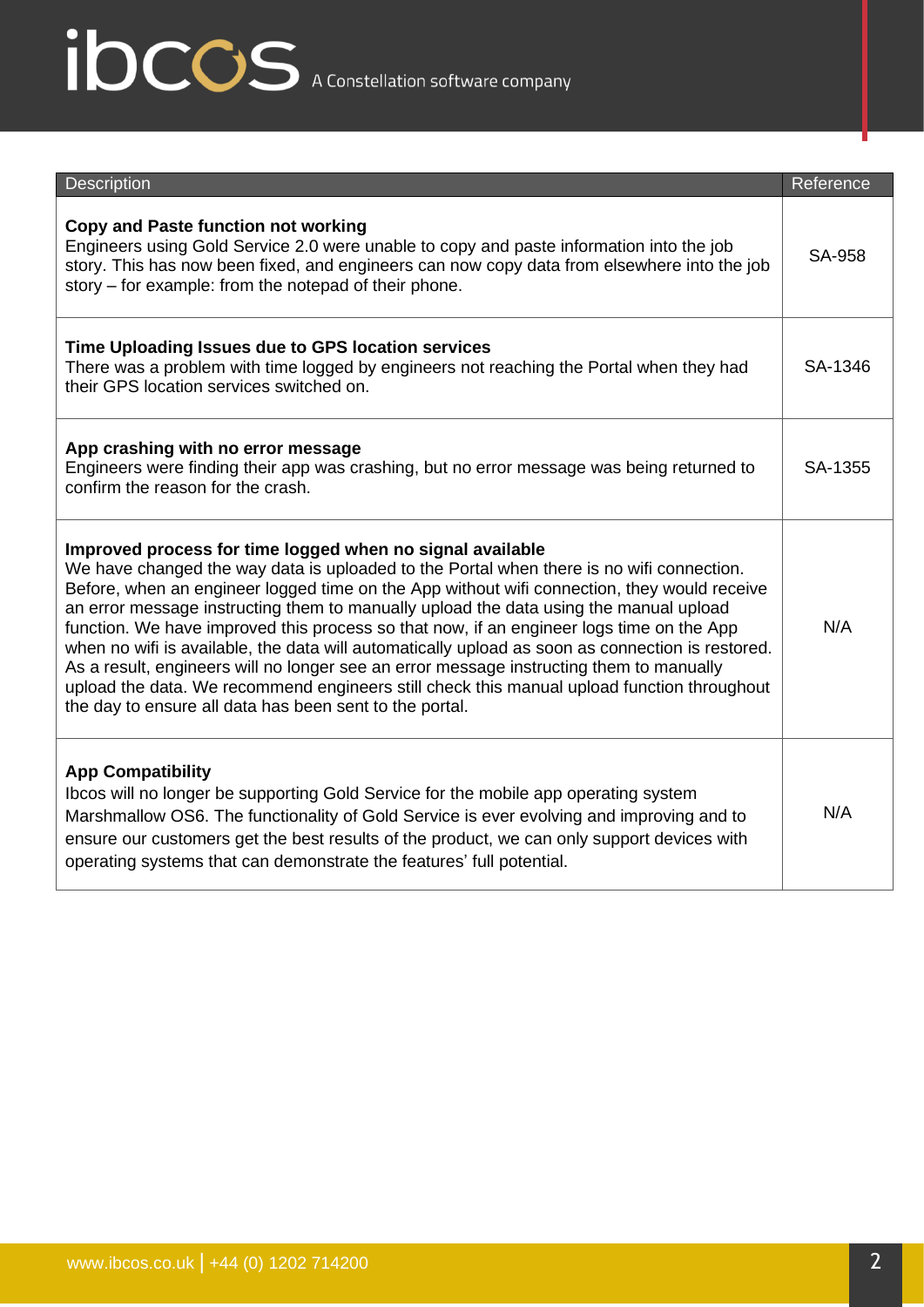| Description | Reference |
|---|---|
| **Copy and Paste function not working**<br>Engineers using Gold Service 2.0 were unable to copy and paste information into the job story. This has now been fixed, and engineers can now copy data from elsewhere into the job story – for example: from the notepad of their phone. | SA-958 |
| **Time Uploading Issues due to GPS location services**<br>There was a problem with time logged by engineers not reaching the Portal when they had their GPS location services switched on. | SA-1346 |
| **App crashing with no error message**<br>Engineers were finding their app was crashing, but no error message was being returned to confirm the reason for the crash. | SA-1355 |
| **Improved process for time logged when no signal available**<br>We have changed the way data is uploaded to the Portal when there is no wifi connection. Before, when an engineer logged time on the App without wifi connection, they would receive an error message instructing them to manually upload the data using the manual upload function. We have improved this process so that now, if an engineer logs time on the App when no wifi is available, the data will automatically upload as soon as connection is restored. As a result, engineers will no longer see an error message instructing them to manually upload the data. We recommend engineers still check this manual upload function throughout the day to ensure all data has been sent to the portal. | N/A |
| **App Compatibility**<br>Ibcos will no longer be supporting Gold Service for the mobile app operating system Marshmallow OS6. The functionality of Gold Service is ever evolving and improving and to ensure our customers get the best results of the product, we can only support devices with operating systems that can demonstrate the features' full potential. | N/A |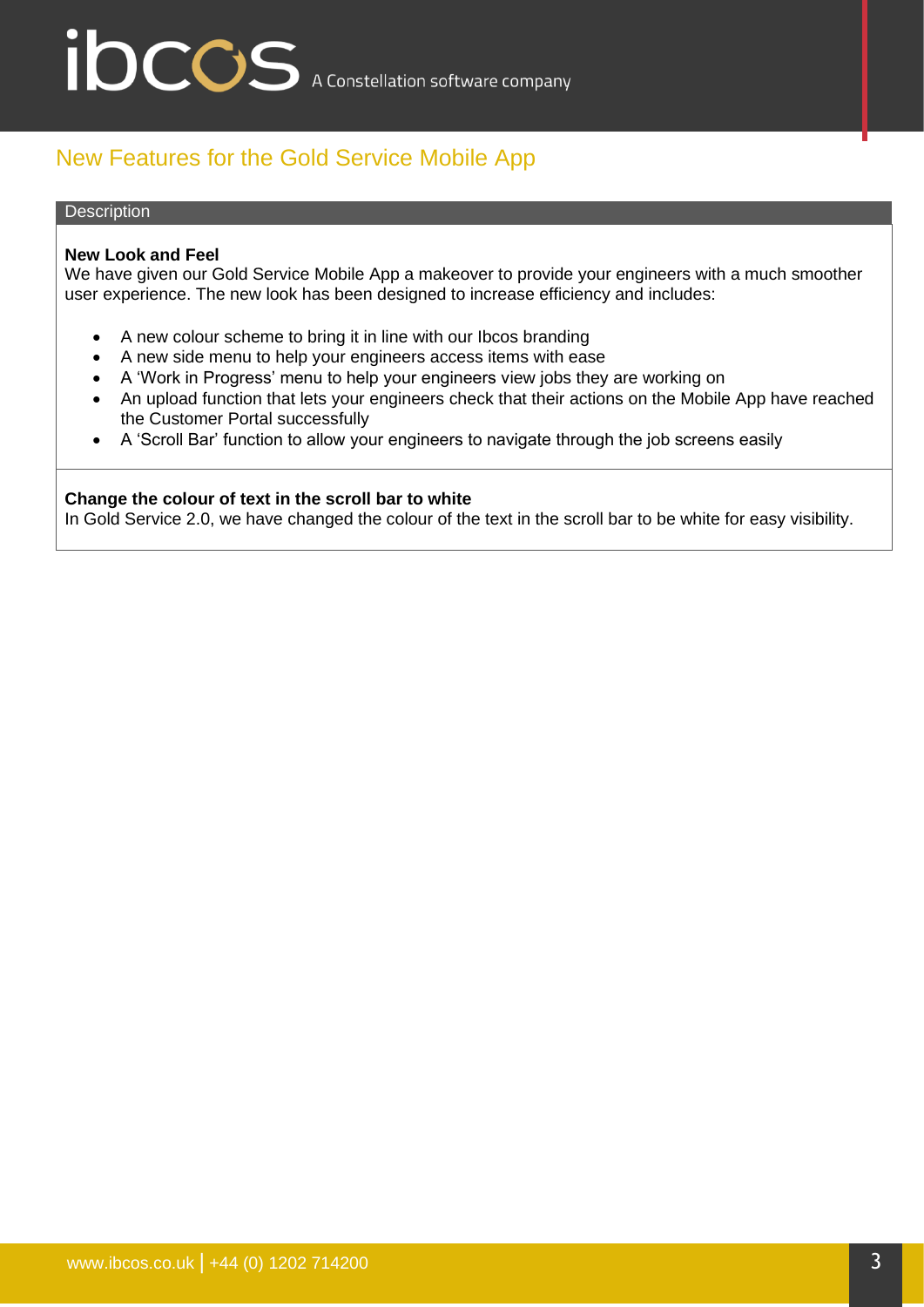## New Features for the Gold Service Mobile App

| Description |
|---|
| **New Look and Feel**<br>We have given our Gold Service Mobile App a makeover to provide your engineers with a much smoother user experience. The new look has been designed to increase efficiency and includes:<br>• A new colour scheme to bring it in line with our Ibcos branding<br>• A new side menu to help your engineers access items with ease<br>• A 'Work in Progress' menu to help your engineers view jobs they are working on<br>• An upload function that lets your engineers check that their actions on the Mobile App have reached the Customer Portal successfully<br>• A 'Scroll Bar' function to allow your engineers to navigate through the job screens easily |
| **Change the colour of text in the scroll bar to white**<br>In Gold Service 2.0, we have changed the colour of the text in the scroll bar to be white for easy visibility. |